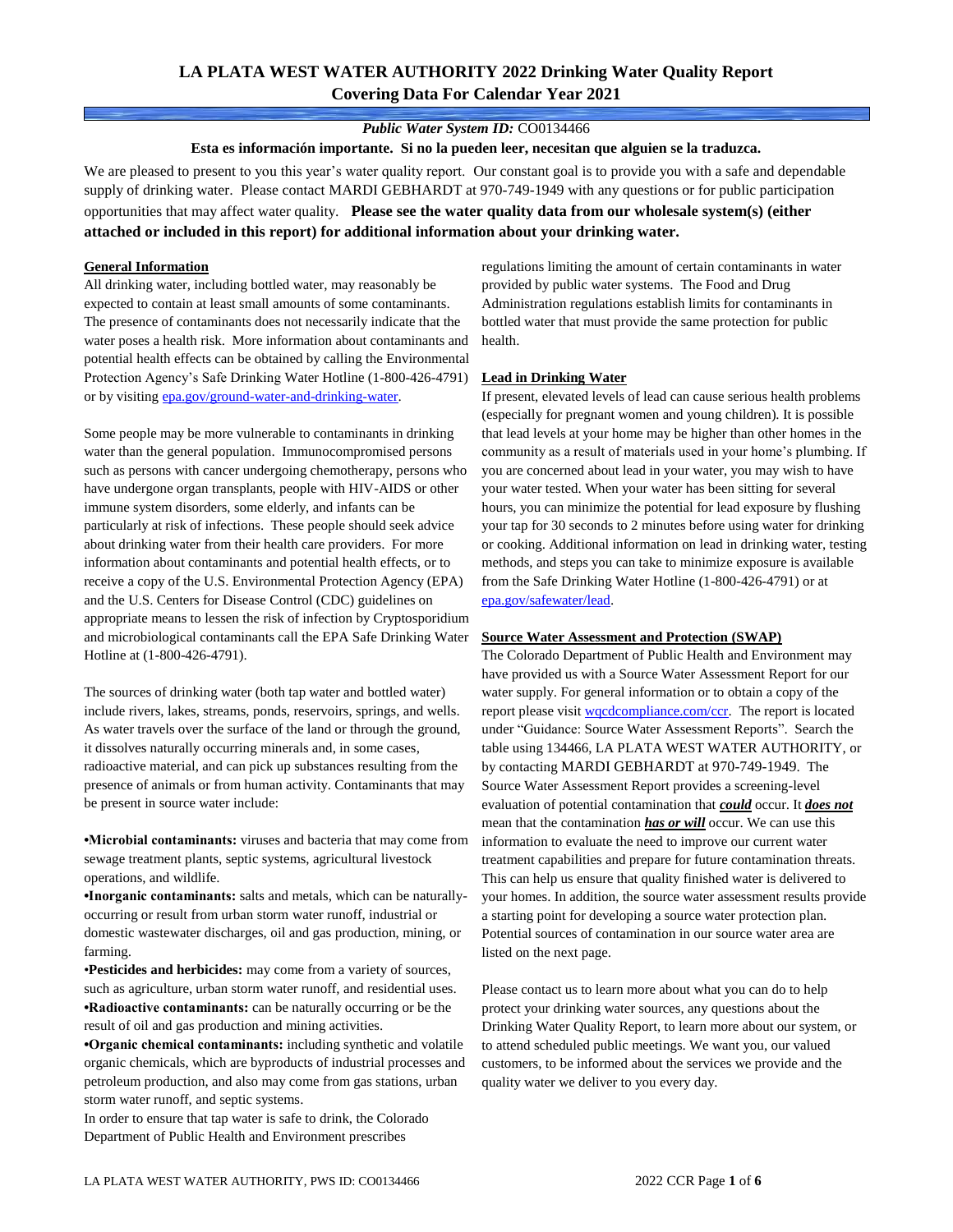# LA PLATA WEST WATER AUTHORITY 2022 Drinking Water Quality Report
## Covering Data For Calendar Year 2021

***Public Water System ID:*** CO0134466

**Esta es información importante. Si no la pueden leer, necesitan que alguien se la traduzca.**

We are pleased to present to you this year's water quality report. Our constant goal is to provide you with a safe and dependable supply of drinking water. Please contact MARDI GEBHARDT at 970-749-1949 with any questions or for public participation opportunities that may affect water quality. **Please see the water quality data from our wholesale system(s) (either attached or included in this report) for additional information about your drinking water.**

**General Information**

All drinking water, including bottled water, may reasonably be expected to contain at least small amounts of some contaminants. The presence of contaminants does not necessarily indicate that the water poses a health risk. More information about contaminants and potential health effects can be obtained by calling the Environmental Protection Agency's Safe Drinking Water Hotline (1-800-426-4791) or by visiting epa.gov/ground-water-and-drinking-water.

Some people may be more vulnerable to contaminants in drinking water than the general population. Immunocompromised persons such as persons with cancer undergoing chemotherapy, persons who have undergone organ transplants, people with HIV-AIDS or other immune system disorders, some elderly, and infants can be particularly at risk of infections. These people should seek advice about drinking water from their health care providers. For more information about contaminants and potential health effects, or to receive a copy of the U.S. Environmental Protection Agency (EPA) and the U.S. Centers for Disease Control (CDC) guidelines on appropriate means to lessen the risk of infection by Cryptosporidium and microbiological contaminants call the EPA Safe Drinking Water Hotline at (1-800-426-4791).

The sources of drinking water (both tap water and bottled water) include rivers, lakes, streams, ponds, reservoirs, springs, and wells. As water travels over the surface of the land or through the ground, it dissolves naturally occurring minerals and, in some cases, radioactive material, and can pick up substances resulting from the presence of animals or from human activity. Contaminants that may be present in source water include:

- **Microbial contaminants:** viruses and bacteria that may come from sewage treatment plants, septic systems, agricultural livestock operations, and wildlife.
- **Inorganic contaminants:** salts and metals, which can be naturally-occurring or result from urban storm water runoff, industrial or domestic wastewater discharges, oil and gas production, mining, or farming.
- **Pesticides and herbicides:** may come from a variety of sources, such as agriculture, urban storm water runoff, and residential uses.
- **Radioactive contaminants:** can be naturally occurring or be the result of oil and gas production and mining activities.
- **Organic chemical contaminants:** including synthetic and volatile organic chemicals, which are byproducts of industrial processes and petroleum production, and also may come from gas stations, urban storm water runoff, and septic systems.

In order to ensure that tap water is safe to drink, the Colorado Department of Public Health and Environment prescribes regulations limiting the amount of certain contaminants in water provided by public water systems. The Food and Drug Administration regulations establish limits for contaminants in bottled water that must provide the same protection for public health.

**Lead in Drinking Water**

If present, elevated levels of lead can cause serious health problems (especially for pregnant women and young children). It is possible that lead levels at your home may be higher than other homes in the community as a result of materials used in your home's plumbing. If you are concerned about lead in your water, you may wish to have your water tested. When your water has been sitting for several hours, you can minimize the potential for lead exposure by flushing your tap for 30 seconds to 2 minutes before using water for drinking or cooking. Additional information on lead in drinking water, testing methods, and steps you can take to minimize exposure is available from the Safe Drinking Water Hotline (1-800-426-4791) or at epa.gov/safewater/lead.

**Source Water Assessment and Protection (SWAP)**

The Colorado Department of Public Health and Environment may have provided us with a Source Water Assessment Report for our water supply. For general information or to obtain a copy of the report please visit wqcdcompliance.com/ccr. The report is located under "Guidance: Source Water Assessment Reports". Search the table using 134466, LA PLATA WEST WATER AUTHORITY, or by contacting MARDI GEBHARDT at 970-749-1949. The Source Water Assessment Report provides a screening-level evaluation of potential contamination that ***could*** occur. It ***does not*** mean that the contamination ***has or will*** occur. We can use this information to evaluate the need to improve our current water treatment capabilities and prepare for future contamination threats. This can help us ensure that quality finished water is delivered to your homes. In addition, the source water assessment results provide a starting point for developing a source water protection plan. Potential sources of contamination in our source water area are listed on the next page.

Please contact us to learn more about what you can do to help protect your drinking water sources, any questions about the Drinking Water Quality Report, to learn more about our system, or to attend scheduled public meetings. We want you, our valued customers, to be informed about the services we provide and the quality water we deliver to you every day.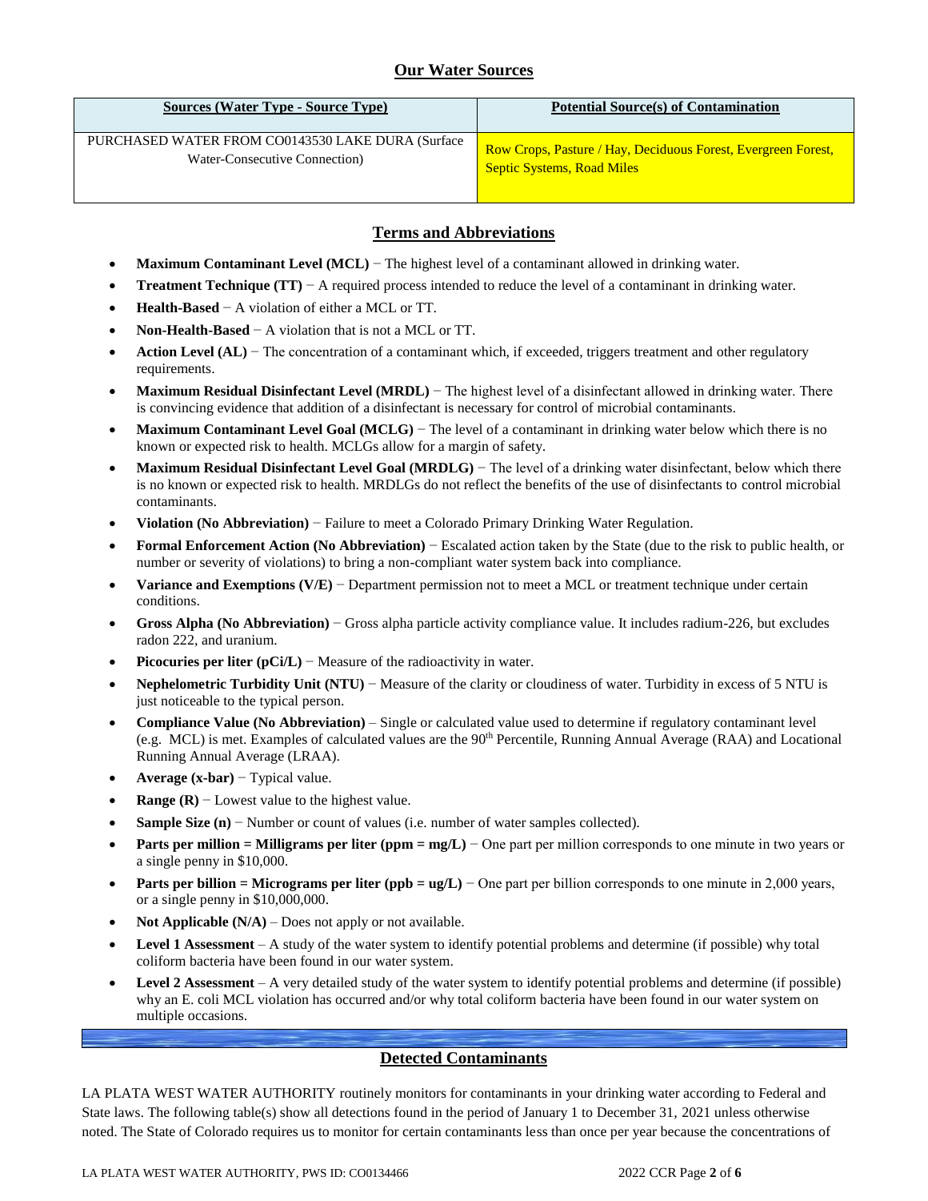## Our Water Sources

| Sources (Water Type - Source Type) | Potential Source(s) of Contamination |
|---|---|
| PURCHASED WATER FROM CO0143530 LAKE DURA (Surface Water-Consecutive Connection) | Row Crops, Pasture / Hay, Deciduous Forest, Evergreen Forest, Septic Systems, Road Miles |

## Terms and Abbreviations

- **Maximum Contaminant Level (MCL)** − The highest level of a contaminant allowed in drinking water.
- **Treatment Technique (TT)** − A required process intended to reduce the level of a contaminant in drinking water.
- **Health-Based** − A violation of either a MCL or TT.
- **Non-Health-Based** − A violation that is not a MCL or TT.
- **Action Level (AL)** − The concentration of a contaminant which, if exceeded, triggers treatment and other regulatory requirements.
- **Maximum Residual Disinfectant Level (MRDL)** − The highest level of a disinfectant allowed in drinking water. There is convincing evidence that addition of a disinfectant is necessary for control of microbial contaminants.
- **Maximum Contaminant Level Goal (MCLG)** − The level of a contaminant in drinking water below which there is no known or expected risk to health. MCLGs allow for a margin of safety.
- **Maximum Residual Disinfectant Level Goal (MRDLG)** − The level of a drinking water disinfectant, below which there is no known or expected risk to health. MRDLGs do not reflect the benefits of the use of disinfectants to control microbial contaminants.
- **Violation (No Abbreviation)** − Failure to meet a Colorado Primary Drinking Water Regulation.
- **Formal Enforcement Action (No Abbreviation)** − Escalated action taken by the State (due to the risk to public health, or number or severity of violations) to bring a non-compliant water system back into compliance.
- **Variance and Exemptions (V/E)** − Department permission not to meet a MCL or treatment technique under certain conditions.
- **Gross Alpha (No Abbreviation)** − Gross alpha particle activity compliance value. It includes radium-226, but excludes radon 222, and uranium.
- **Picocuries per liter (pCi/L)** − Measure of the radioactivity in water.
- **Nephelometric Turbidity Unit (NTU)** − Measure of the clarity or cloudiness of water. Turbidity in excess of 5 NTU is just noticeable to the typical person.
- **Compliance Value (No Abbreviation)** – Single or calculated value used to determine if regulatory contaminant level (e.g. MCL) is met. Examples of calculated values are the 90th Percentile, Running Annual Average (RAA) and Locational Running Annual Average (LRAA).
- **Average (x-bar)** − Typical value.
- **Range (R)** − Lowest value to the highest value.
- **Sample Size (n)** − Number or count of values (i.e. number of water samples collected).
- **Parts per million = Milligrams per liter (ppm = mg/L)** − One part per million corresponds to one minute in two years or a single penny in $10,000.
- **Parts per billion = Micrograms per liter (ppb = ug/L)** − One part per billion corresponds to one minute in 2,000 years, or a single penny in $10,000,000.
- **Not Applicable (N/A)** – Does not apply or not available.
- **Level 1 Assessment** – A study of the water system to identify potential problems and determine (if possible) why total coliform bacteria have been found in our water system.
- **Level 2 Assessment** – A very detailed study of the water system to identify potential problems and determine (if possible) why an E. coli MCL violation has occurred and/or why total coliform bacteria have been found in our water system on multiple occasions.

## Detected Contaminants

LA PLATA WEST WATER AUTHORITY routinely monitors for contaminants in your drinking water according to Federal and State laws. The following table(s) show all detections found in the period of January 1 to December 31, 2021 unless otherwise noted. The State of Colorado requires us to monitor for certain contaminants less than once per year because the concentrations of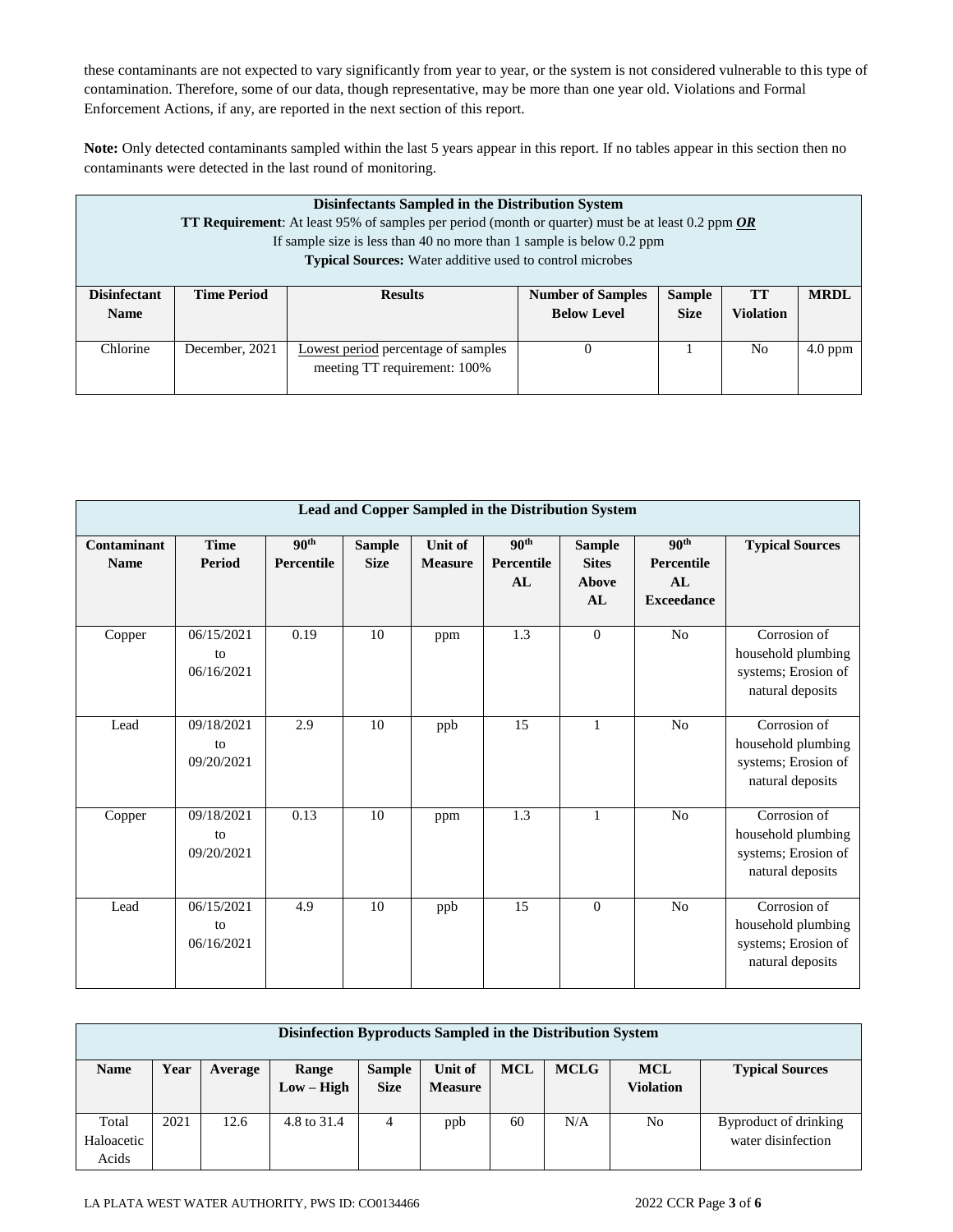these contaminants are not expected to vary significantly from year to year, or the system is not considered vulnerable to this type of contamination. Therefore, some of our data, though representative, may be more than one year old. Violations and Formal Enforcement Actions, if any, are reported in the next section of this report.

**Note:** Only detected contaminants sampled within the last 5 years appear in this report. If no tables appear in this section then no contaminants were detected in the last round of monitoring.

| **Disinfectants Sampled in the Distribution System**<br>**TT Requirement**: At least 95% of samples per period (month or quarter) must be at least 0.2 ppm ***OR***<br>If sample size is less than 40 no more than 1 sample is below 0.2 ppm<br>**Typical Sources:** Water additive used to control microbes | | | | | | |
|---|---|---|---|---|---|---|
| **Disinfectant Name** | **Time Period** | **Results** | **Number of Samples Below Level** | **Sample Size** | **TT Violation** | **MRDL** |
| Chlorine | December, 2021 | Lowest period percentage of samples meeting TT requirement: 100% | 0 | 1 | No | 4.0 ppm |

| **Lead and Copper Sampled in the Distribution System** | | | | | | | | |
|---|---|---|---|---|---|---|---|---|
| **Contaminant Name** | **Time Period** | **90th Percentile** | **Sample Size** | **Unit of Measure** | **90th Percentile AL** | **Sample Sites Above AL** | **90th Percentile AL Exceedance** | **Typical Sources** |
| Copper | 06/15/2021 to 06/16/2021 | 0.19 | 10 | ppm | 1.3 | 0 | No | Corrosion of household plumbing systems; Erosion of natural deposits |
| Lead | 09/18/2021 to 09/20/2021 | 2.9 | 10 | ppb | 15 | 1 | No | Corrosion of household plumbing systems; Erosion of natural deposits |
| Copper | 09/18/2021 to 09/20/2021 | 0.13 | 10 | ppm | 1.3 | 1 | No | Corrosion of household plumbing systems; Erosion of natural deposits |
| Lead | 06/15/2021 to 06/16/2021 | 4.9 | 10 | ppb | 15 | 0 | No | Corrosion of household plumbing systems; Erosion of natural deposits |

| **Disinfection Byproducts Sampled in the Distribution System** | | | | | | | | | |
|---|---|---|---|---|---|---|---|---|---|
| **Name** | **Year** | **Average** | **Range Low – High** | **Sample Size** | **Unit of Measure** | **MCL** | **MCLG** | **MCL Violation** | **Typical Sources** |
| Total Haloacetic Acids | 2021 | 12.6 | 4.8 to 31.4 | 4 | ppb | 60 | N/A | No | Byproduct of drinking water disinfection |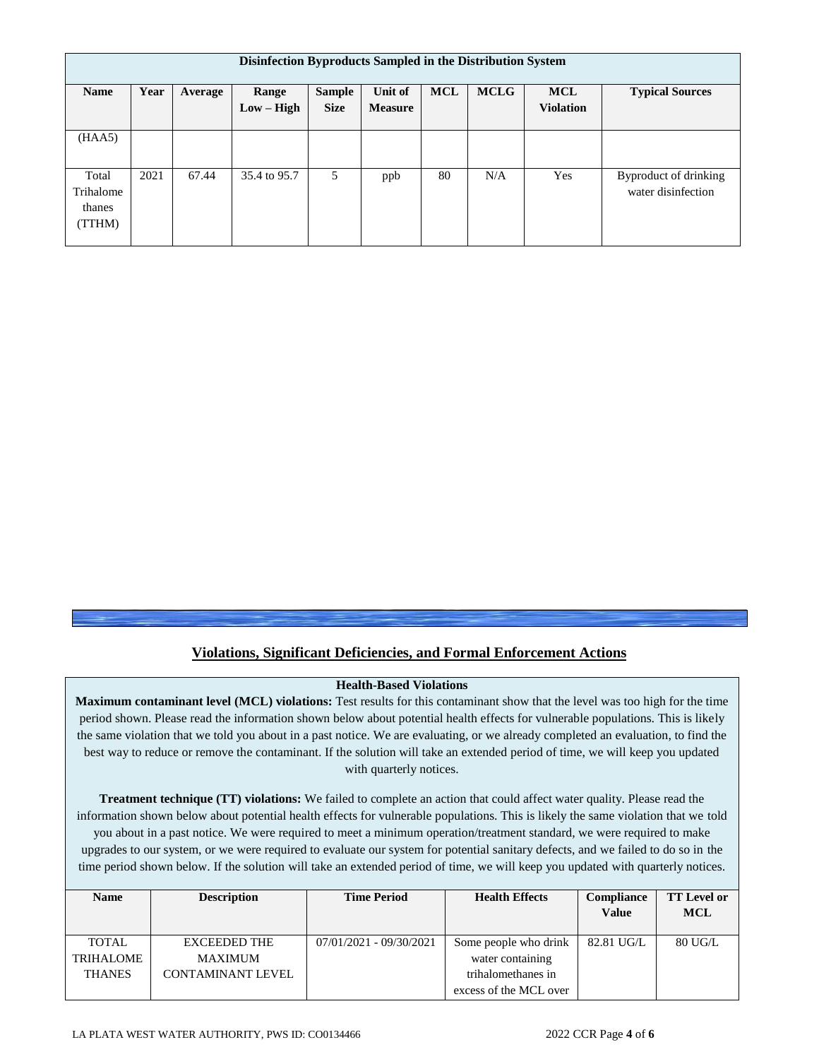| Disinfection Byproducts Sampled in the Distribution System | | | | | | | | | |
|---|---|---|---|---|---|---|---|---|---|
| **Name** | **Year** | **Average** | **Range Low – High** | **Sample Size** | **Unit of Measure** | **MCL** | **MCLG** | **MCL Violation** | **Typical Sources** |
| (HAA5) | | | | | | | | | |
| Total Trihalomethanes (TTHM) | 2021 | 67.44 | 35.4 to 95.7 | 5 | ppb | 80 | N/A | Yes | Byproduct of drinking water disinfection |

## Violations, Significant Deficiencies, and Formal Enforcement Actions

**Health-Based Violations**

**Maximum contaminant level (MCL) violations:** Test results for this contaminant show that the level was too high for the time period shown. Please read the information shown below about potential health effects for vulnerable populations. This is likely the same violation that we told you about in a past notice. We are evaluating, or we already completed an evaluation, to find the best way to reduce or remove the contaminant. If the solution will take an extended period of time, we will keep you updated with quarterly notices.

**Treatment technique (TT) violations:** We failed to complete an action that could affect water quality. Please read the information shown below about potential health effects for vulnerable populations. This is likely the same violation that we told you about in a past notice. We were required to meet a minimum operation/treatment standard, we were required to make upgrades to our system, or we were required to evaluate our system for potential sanitary defects, and we failed to do so in the time period shown below. If the solution will take an extended period of time, we will keep you updated with quarterly notices.

| Name | Description | Time Period | Health Effects | Compliance Value | TT Level or MCL |
|---|---|---|---|---|---|
| TOTAL TRIHALOMETHANES | EXCEEDED THE MAXIMUM CONTAMINANT LEVEL | 07/01/2021 - 09/30/2021 | Some people who drink water containing trihalomethanes in excess of the MCL over | 82.81 UG/L | 80 UG/L |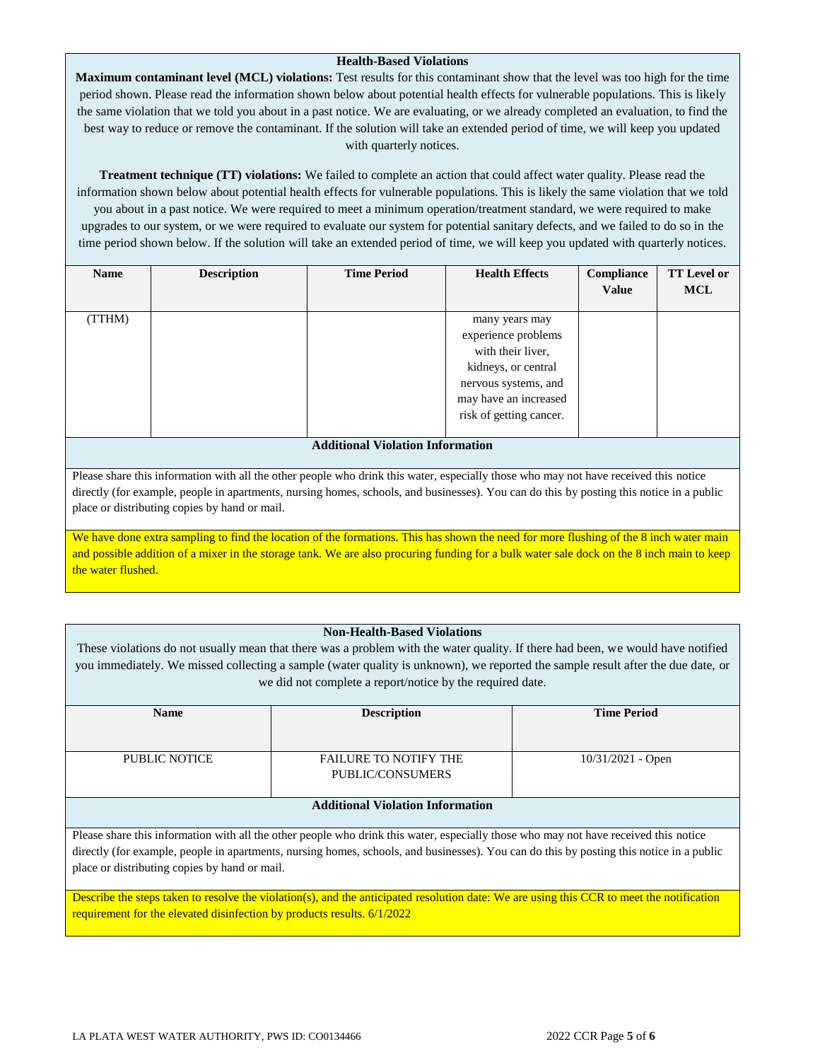### Health-Based Violations

**Maximum contaminant level (MCL) violations:** Test results for this contaminant show that the level was too high for the time period shown. Please read the information shown below about potential health effects for vulnerable populations. This is likely the same violation that we told you about in a past notice. We are evaluating, or we already completed an evaluation, to find the best way to reduce or remove the contaminant. If the solution will take an extended period of time, we will keep you updated with quarterly notices.

**Treatment technique (TT) violations:** We failed to complete an action that could affect water quality. Please read the information shown below about potential health effects for vulnerable populations. This is likely the same violation that we told you about in a past notice. We were required to meet a minimum operation/treatment standard, we were required to make upgrades to our system, or we were required to evaluate our system for potential sanitary defects, and we failed to do so in the time period shown below. If the solution will take an extended period of time, we will keep you updated with quarterly notices.

| Name | Description | Time Period | Health Effects | Compliance Value | TT Level or MCL |
|---|---|---|---|---|---|
| (TTHM) | | | many years may experience problems with their liver, kidneys, or central nervous systems, and may have an increased risk of getting cancer. | | |

**Additional Violation Information**

Please share this information with all the other people who drink this water, especially those who may not have received this notice directly (for example, people in apartments, nursing homes, schools, and businesses). You can do this by posting this notice in a public place or distributing copies by hand or mail.

We have done extra sampling to find the location of the formations. This has shown the need for more flushing of the 8 inch water main and possible addition of a mixer in the storage tank. We are also procuring funding for a bulk water sale dock on the 8 inch main to keep the water flushed.

### Non-Health-Based Violations

These violations do not usually mean that there was a problem with the water quality. If there had been, we would have notified you immediately. We missed collecting a sample (water quality is unknown), we reported the sample result after the due date, or we did not complete a report/notice by the required date.

| Name | Description | Time Period |
|---|---|---|
| PUBLIC NOTICE | FAILURE TO NOTIFY THE PUBLIC/CONSUMERS | 10/31/2021 - Open |

**Additional Violation Information**

Please share this information with all the other people who drink this water, especially those who may not have received this notice directly (for example, people in apartments, nursing homes, schools, and businesses). You can do this by posting this notice in a public place or distributing copies by hand or mail.

Describe the steps taken to resolve the violation(s), and the anticipated resolution date: We are using this CCR to meet the notification requirement for the elevated disinfection by products results. 6/1/2022